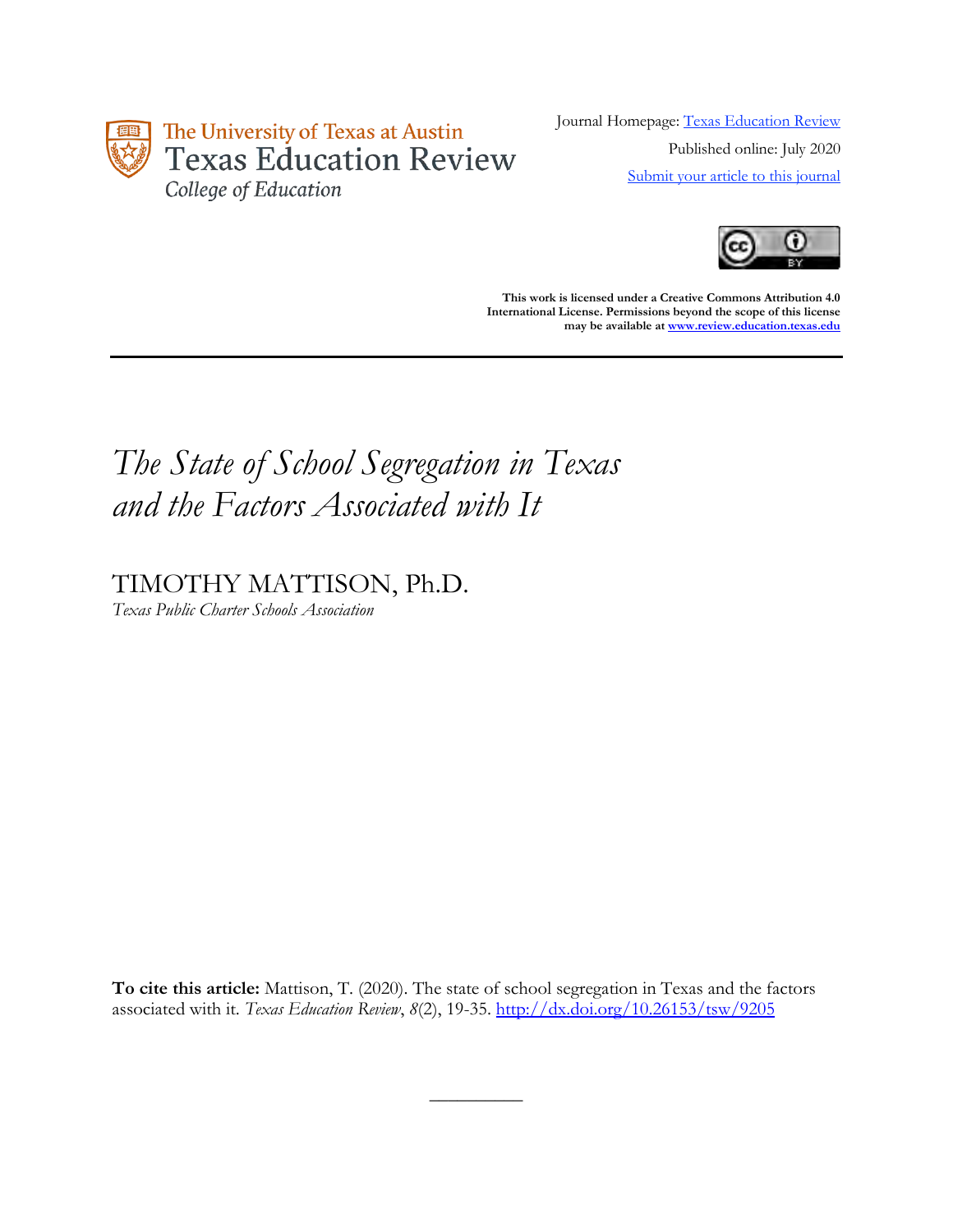The University of Texas at Austin
Texas Education Review
College of Education

Journal Homepage: [Texas Education Review](https://review.education.utexas.edu)

Published online: July 2020

[Submit your article to this journal](https://review.education.utexas.edu)

**This work is licensed under a Creative Commons Attribution 4.0 International License. Permissions beyond the scope of this license may be available at [www.review.education.texas.edu](http://www.review.education.texas.edu)**

---

# *The State of School Segregation in Texas and the Factors Associated with It*

TIMOTHY MATTISON, Ph.D.
*Texas Public Charter Schools Association*

**To cite this article:** Mattison, T. (2020). The state of school segregation in Texas and the factors associated with it. *Texas Education Review*, *8*(2), 19-35. [http://dx.doi.org/10.26153/tsw/9205](http://dx.doi.org/10.26153/tsw/9205)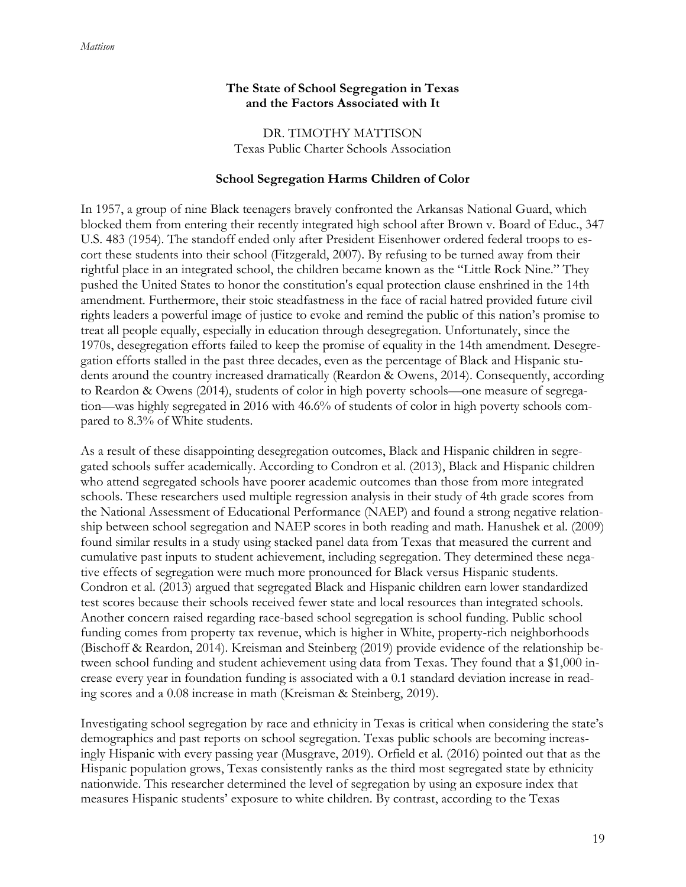## The State of School Segregation in Texas and the Factors Associated with It

DR. TIMOTHY MATTISON
Texas Public Charter Schools Association

### School Segregation Harms Children of Color

In 1957, a group of nine Black teenagers bravely confronted the Arkansas National Guard, which blocked them from entering their recently integrated high school after Brown v. Board of Educ., 347 U.S. 483 (1954). The standoff ended only after President Eisenhower ordered federal troops to escort these students into their school (Fitzgerald, 2007). By refusing to be turned away from their rightful place in an integrated school, the children became known as the "Little Rock Nine." They pushed the United States to honor the constitution's equal protection clause enshrined in the 14th amendment. Furthermore, their stoic steadfastness in the face of racial hatred provided future civil rights leaders a powerful image of justice to evoke and remind the public of this nation's promise to treat all people equally, especially in education through desegregation. Unfortunately, since the 1970s, desegregation efforts failed to keep the promise of equality in the 14th amendment. Desegregation efforts stalled in the past three decades, even as the percentage of Black and Hispanic students around the country increased dramatically (Reardon & Owens, 2014). Consequently, according to Reardon & Owens (2014), students of color in high poverty schools—one measure of segregation—was highly segregated in 2016 with 46.6% of students of color in high poverty schools compared to 8.3% of White students.

As a result of these disappointing desegregation outcomes, Black and Hispanic children in segregated schools suffer academically. According to Condron et al. (2013), Black and Hispanic children who attend segregated schools have poorer academic outcomes than those from more integrated schools. These researchers used multiple regression analysis in their study of 4th grade scores from the National Assessment of Educational Performance (NAEP) and found a strong negative relationship between school segregation and NAEP scores in both reading and math. Hanushek et al. (2009) found similar results in a study using stacked panel data from Texas that measured the current and cumulative past inputs to student achievement, including segregation. They determined these negative effects of segregation were much more pronounced for Black versus Hispanic students. Condron et al. (2013) argued that segregated Black and Hispanic children earn lower standardized test scores because their schools received fewer state and local resources than integrated schools. Another concern raised regarding race-based school segregation is school funding. Public school funding comes from property tax revenue, which is higher in White, property-rich neighborhoods (Bischoff & Reardon, 2014). Kreisman and Steinberg (2019) provide evidence of the relationship between school funding and student achievement using data from Texas. They found that a $1,000 increase every year in foundation funding is associated with a 0.1 standard deviation increase in reading scores and a 0.08 increase in math (Kreisman & Steinberg, 2019).

Investigating school segregation by race and ethnicity in Texas is critical when considering the state's demographics and past reports on school segregation. Texas public schools are becoming increasingly Hispanic with every passing year (Musgrave, 2019). Orfield et al. (2016) pointed out that as the Hispanic population grows, Texas consistently ranks as the third most segregated state by ethnicity nationwide. This researcher determined the level of segregation by using an exposure index that measures Hispanic students' exposure to white children. By contrast, according to the Texas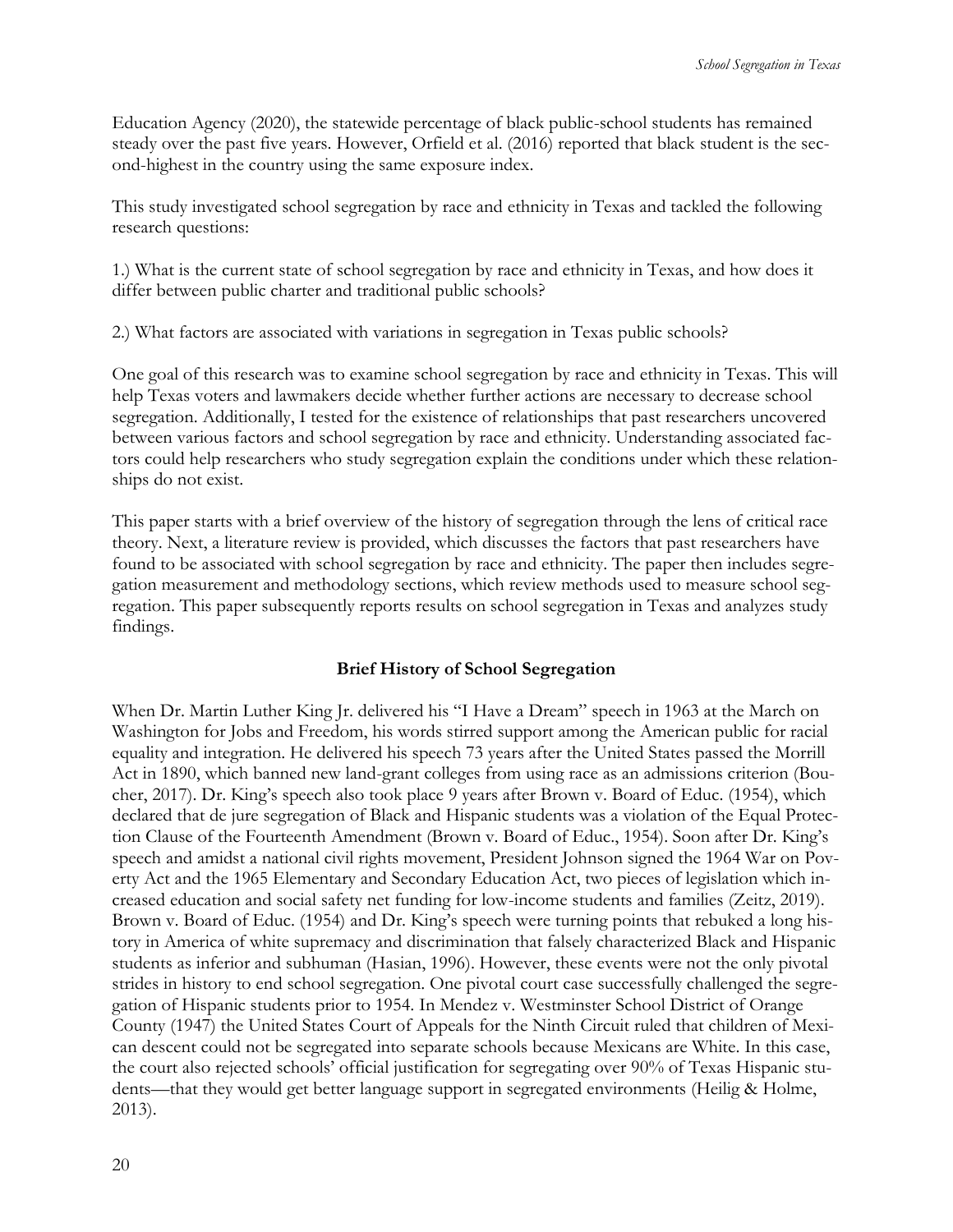Education Agency (2020), the statewide percentage of black public-school students has remained steady over the past five years. However, Orfield et al. (2016) reported that black student is the second-highest in the country using the same exposure index.

This study investigated school segregation by race and ethnicity in Texas and tackled the following research questions:

1.) What is the current state of school segregation by race and ethnicity in Texas, and how does it differ between public charter and traditional public schools?

2.) What factors are associated with variations in segregation in Texas public schools?

One goal of this research was to examine school segregation by race and ethnicity in Texas. This will help Texas voters and lawmakers decide whether further actions are necessary to decrease school segregation. Additionally, I tested for the existence of relationships that past researchers uncovered between various factors and school segregation by race and ethnicity. Understanding associated factors could help researchers who study segregation explain the conditions under which these relationships do not exist.

This paper starts with a brief overview of the history of segregation through the lens of critical race theory. Next, a literature review is provided, which discusses the factors that past researchers have found to be associated with school segregation by race and ethnicity. The paper then includes segregation measurement and methodology sections, which review methods used to measure school segregation. This paper subsequently reports results on school segregation in Texas and analyzes study findings.

## Brief History of School Segregation

When Dr. Martin Luther King Jr. delivered his "I Have a Dream" speech in 1963 at the March on Washington for Jobs and Freedom, his words stirred support among the American public for racial equality and integration. He delivered his speech 73 years after the United States passed the Morrill Act in 1890, which banned new land-grant colleges from using race as an admissions criterion (Boucher, 2017). Dr. King's speech also took place 9 years after Brown v. Board of Educ. (1954), which declared that de jure segregation of Black and Hispanic students was a violation of the Equal Protection Clause of the Fourteenth Amendment (Brown v. Board of Educ., 1954). Soon after Dr. King's speech and amidst a national civil rights movement, President Johnson signed the 1964 War on Poverty Act and the 1965 Elementary and Secondary Education Act, two pieces of legislation which increased education and social safety net funding for low-income students and families (Zeitz, 2019). Brown v. Board of Educ. (1954) and Dr. King's speech were turning points that rebuked a long history in America of white supremacy and discrimination that falsely characterized Black and Hispanic students as inferior and subhuman (Hasian, 1996). However, these events were not the only pivotal strides in history to end school segregation. One pivotal court case successfully challenged the segregation of Hispanic students prior to 1954. In Mendez v. Westminster School District of Orange County (1947) the United States Court of Appeals for the Ninth Circuit ruled that children of Mexican descent could not be segregated into separate schools because Mexicans are White. In this case, the court also rejected schools' official justification for segregating over 90% of Texas Hispanic students—that they would get better language support in segregated environments (Heilig & Holme, 2013).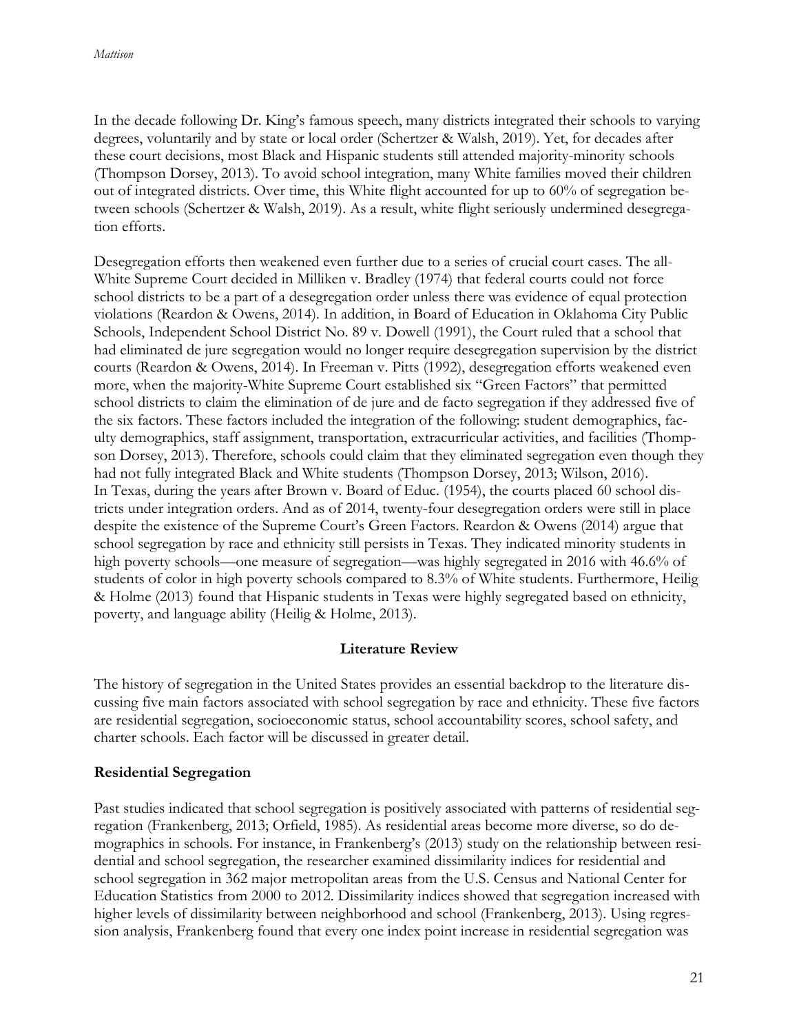In the decade following Dr. King's famous speech, many districts integrated their schools to varying degrees, voluntarily and by state or local order (Schertzer & Walsh, 2019). Yet, for decades after these court decisions, most Black and Hispanic students still attended majority-minority schools (Thompson Dorsey, 2013). To avoid school integration, many White families moved their children out of integrated districts. Over time, this White flight accounted for up to 60% of segregation between schools (Schertzer & Walsh, 2019). As a result, white flight seriously undermined desegregation efforts.

Desegregation efforts then weakened even further due to a series of crucial court cases. The all-White Supreme Court decided in Milliken v. Bradley (1974) that federal courts could not force school districts to be a part of a desegregation order unless there was evidence of equal protection violations (Reardon & Owens, 2014). In addition, in Board of Education in Oklahoma City Public Schools, Independent School District No. 89 v. Dowell (1991), the Court ruled that a school that had eliminated de jure segregation would no longer require desegregation supervision by the district courts (Reardon & Owens, 2014). In Freeman v. Pitts (1992), desegregation efforts weakened even more, when the majority-White Supreme Court established six "Green Factors" that permitted school districts to claim the elimination of de jure and de facto segregation if they addressed five of the six factors. These factors included the integration of the following: student demographics, faculty demographics, staff assignment, transportation, extracurricular activities, and facilities (Thompson Dorsey, 2013). Therefore, schools could claim that they eliminated segregation even though they had not fully integrated Black and White students (Thompson Dorsey, 2013; Wilson, 2016).
In Texas, during the years after Brown v. Board of Educ. (1954), the courts placed 60 school districts under integration orders. And as of 2014, twenty-four desegregation orders were still in place despite the existence of the Supreme Court's Green Factors. Reardon & Owens (2014) argue that school segregation by race and ethnicity still persists in Texas. They indicated minority students in high poverty schools—one measure of segregation—was highly segregated in 2016 with 46.6% of students of color in high poverty schools compared to 8.3% of White students. Furthermore, Heilig & Holme (2013) found that Hispanic students in Texas were highly segregated based on ethnicity, poverty, and language ability (Heilig & Holme, 2013).

## Literature Review

The history of segregation in the United States provides an essential backdrop to the literature discussing five main factors associated with school segregation by race and ethnicity. These five factors are residential segregation, socioeconomic status, school accountability scores, school safety, and charter schools. Each factor will be discussed in greater detail.

### Residential Segregation

Past studies indicated that school segregation is positively associated with patterns of residential segregation (Frankenberg, 2013; Orfield, 1985). As residential areas become more diverse, so do demographics in schools. For instance, in Frankenberg's (2013) study on the relationship between residential and school segregation, the researcher examined dissimilarity indices for residential and school segregation in 362 major metropolitan areas from the U.S. Census and National Center for Education Statistics from 2000 to 2012. Dissimilarity indices showed that segregation increased with higher levels of dissimilarity between neighborhood and school (Frankenberg, 2013). Using regression analysis, Frankenberg found that every one index point increase in residential segregation was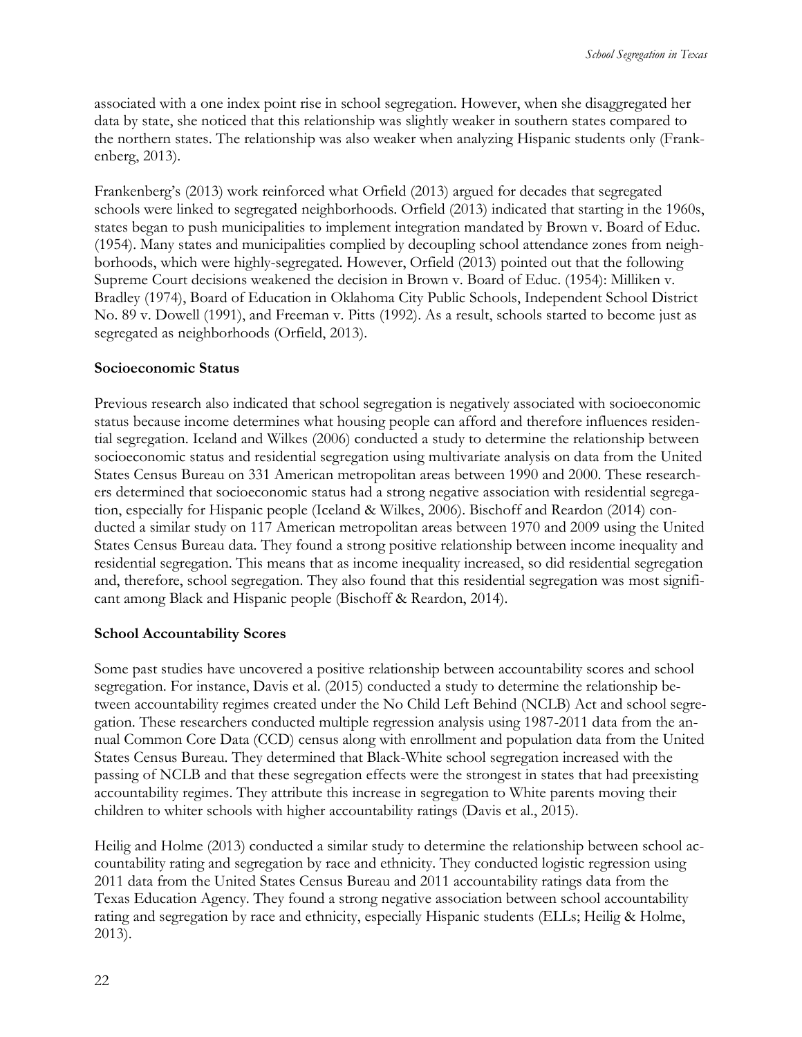associated with a one index point rise in school segregation. However, when she disaggregated her data by state, she noticed that this relationship was slightly weaker in southern states compared to the northern states. The relationship was also weaker when analyzing Hispanic students only (Frankenberg, 2013).

Frankenberg's (2013) work reinforced what Orfield (2013) argued for decades that segregated schools were linked to segregated neighborhoods. Orfield (2013) indicated that starting in the 1960s, states began to push municipalities to implement integration mandated by Brown v. Board of Educ. (1954). Many states and municipalities complied by decoupling school attendance zones from neighborhoods, which were highly-segregated. However, Orfield (2013) pointed out that the following Supreme Court decisions weakened the decision in Brown v. Board of Educ. (1954): Milliken v. Bradley (1974), Board of Education in Oklahoma City Public Schools, Independent School District No. 89 v. Dowell (1991), and Freeman v. Pitts (1992). As a result, schools started to become just as segregated as neighborhoods (Orfield, 2013).

**Socioeconomic Status**

Previous research also indicated that school segregation is negatively associated with socioeconomic status because income determines what housing people can afford and therefore influences residential segregation. Iceland and Wilkes (2006) conducted a study to determine the relationship between socioeconomic status and residential segregation using multivariate analysis on data from the United States Census Bureau on 331 American metropolitan areas between 1990 and 2000. These researchers determined that socioeconomic status had a strong negative association with residential segregation, especially for Hispanic people (Iceland & Wilkes, 2006). Bischoff and Reardon (2014) conducted a similar study on 117 American metropolitan areas between 1970 and 2009 using the United States Census Bureau data. They found a strong positive relationship between income inequality and residential segregation. This means that as income inequality increased, so did residential segregation and, therefore, school segregation. They also found that this residential segregation was most significant among Black and Hispanic people (Bischoff & Reardon, 2014).

**School Accountability Scores**

Some past studies have uncovered a positive relationship between accountability scores and school segregation. For instance, Davis et al. (2015) conducted a study to determine the relationship between accountability regimes created under the No Child Left Behind (NCLB) Act and school segregation. These researchers conducted multiple regression analysis using 1987-2011 data from the annual Common Core Data (CCD) census along with enrollment and population data from the United States Census Bureau. They determined that Black-White school segregation increased with the passing of NCLB and that these segregation effects were the strongest in states that had preexisting accountability regimes. They attribute this increase in segregation to White parents moving their children to whiter schools with higher accountability ratings (Davis et al., 2015).

Heilig and Holme (2013) conducted a similar study to determine the relationship between school accountability rating and segregation by race and ethnicity. They conducted logistic regression using 2011 data from the United States Census Bureau and 2011 accountability ratings data from the Texas Education Agency. They found a strong negative association between school accountability rating and segregation by race and ethnicity, especially Hispanic students (ELLs; Heilig & Holme, 2013).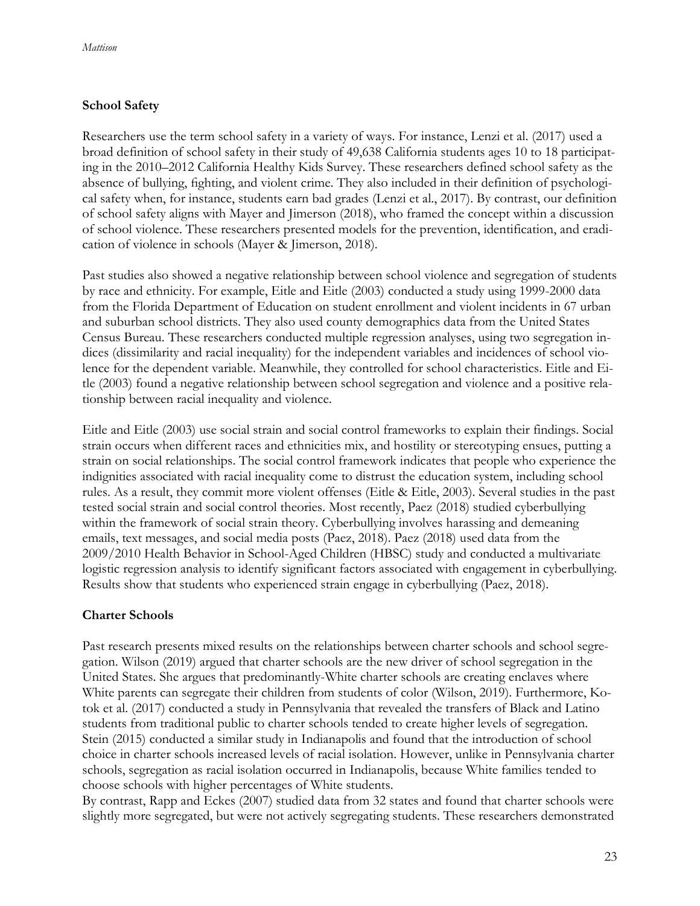## School Safety

Researchers use the term school safety in a variety of ways. For instance, Lenzi et al. (2017) used a broad definition of school safety in their study of 49,638 California students ages 10 to 18 participating in the 2010–2012 California Healthy Kids Survey. These researchers defined school safety as the absence of bullying, fighting, and violent crime. They also included in their definition of psychological safety when, for instance, students earn bad grades (Lenzi et al., 2017). By contrast, our definition of school safety aligns with Mayer and Jimerson (2018), who framed the concept within a discussion of school violence. These researchers presented models for the prevention, identification, and eradication of violence in schools (Mayer & Jimerson, 2018).

Past studies also showed a negative relationship between school violence and segregation of students by race and ethnicity. For example, Eitle and Eitle (2003) conducted a study using 1999-2000 data from the Florida Department of Education on student enrollment and violent incidents in 67 urban and suburban school districts. They also used county demographics data from the United States Census Bureau. These researchers conducted multiple regression analyses, using two segregation indices (dissimilarity and racial inequality) for the independent variables and incidences of school violence for the dependent variable. Meanwhile, they controlled for school characteristics. Eitle and Eitle (2003) found a negative relationship between school segregation and violence and a positive relationship between racial inequality and violence.

Eitle and Eitle (2003) use social strain and social control frameworks to explain their findings. Social strain occurs when different races and ethnicities mix, and hostility or stereotyping ensues, putting a strain on social relationships. The social control framework indicates that people who experience the indignities associated with racial inequality come to distrust the education system, including school rules. As a result, they commit more violent offenses (Eitle & Eitle, 2003). Several studies in the past tested social strain and social control theories. Most recently, Paez (2018) studied cyberbullying within the framework of social strain theory. Cyberbullying involves harassing and demeaning emails, text messages, and social media posts (Paez, 2018). Paez (2018) used data from the 2009/2010 Health Behavior in School-Aged Children (HBSC) study and conducted a multivariate logistic regression analysis to identify significant factors associated with engagement in cyberbullying. Results show that students who experienced strain engage in cyberbullying (Paez, 2018).

## Charter Schools

Past research presents mixed results on the relationships between charter schools and school segregation. Wilson (2019) argued that charter schools are the new driver of school segregation in the United States. She argues that predominantly-White charter schools are creating enclaves where White parents can segregate their children from students of color (Wilson, 2019). Furthermore, Kotok et al. (2017) conducted a study in Pennsylvania that revealed the transfers of Black and Latino students from traditional public to charter schools tended to create higher levels of segregation. Stein (2015) conducted a similar study in Indianapolis and found that the introduction of school choice in charter schools increased levels of racial isolation. However, unlike in Pennsylvania charter schools, segregation as racial isolation occurred in Indianapolis, because White families tended to choose schools with higher percentages of White students.

By contrast, Rapp and Eckes (2007) studied data from 32 states and found that charter schools were slightly more segregated, but were not actively segregating students. These researchers demonstrated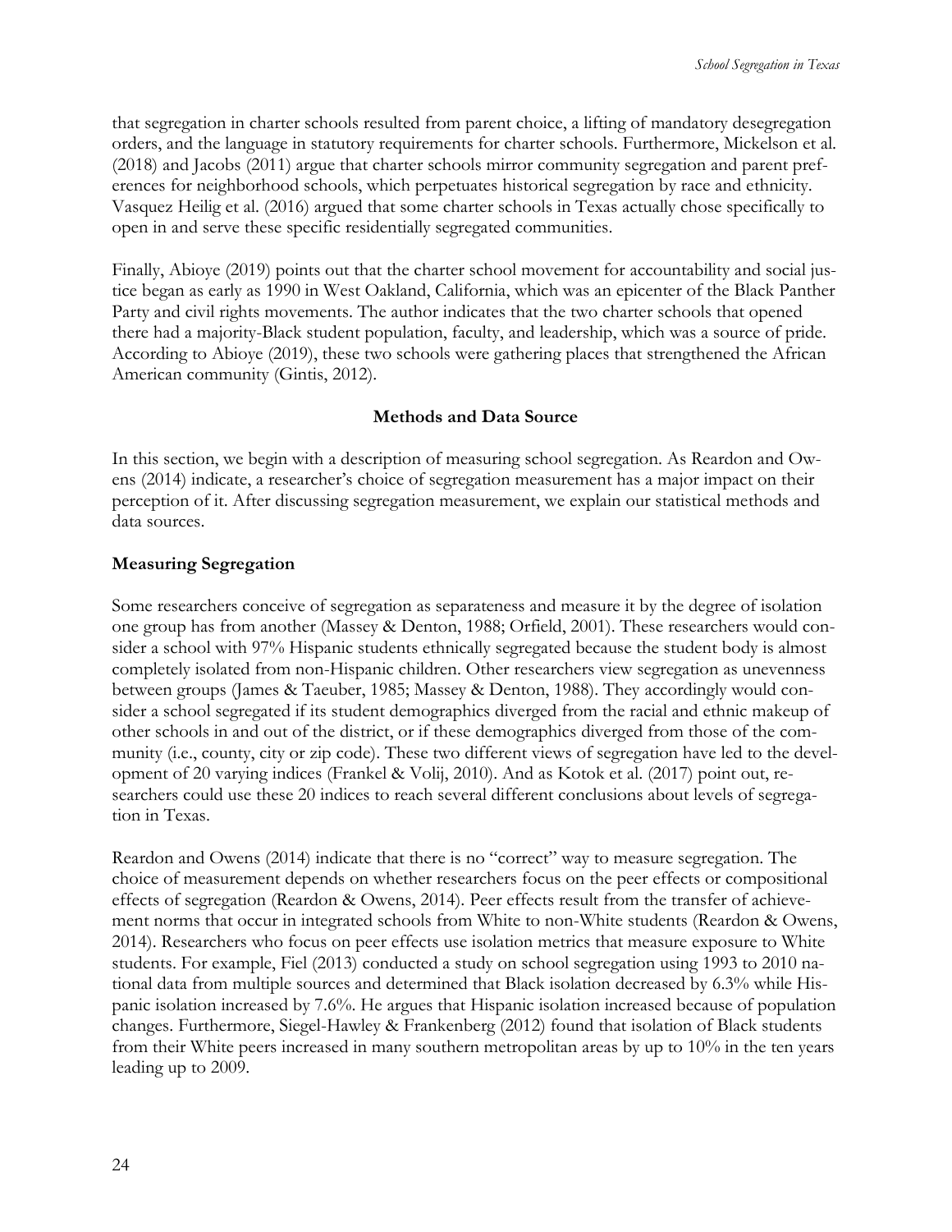that segregation in charter schools resulted from parent choice, a lifting of mandatory desegregation orders, and the language in statutory requirements for charter schools. Furthermore, Mickelson et al. (2018) and Jacobs (2011) argue that charter schools mirror community segregation and parent preferences for neighborhood schools, which perpetuates historical segregation by race and ethnicity. Vasquez Heilig et al. (2016) argued that some charter schools in Texas actually chose specifically to open in and serve these specific residentially segregated communities.

Finally, Abioye (2019) points out that the charter school movement for accountability and social justice began as early as 1990 in West Oakland, California, which was an epicenter of the Black Panther Party and civil rights movements. The author indicates that the two charter schools that opened there had a majority-Black student population, faculty, and leadership, which was a source of pride. According to Abioye (2019), these two schools were gathering places that strengthened the African American community (Gintis, 2012).

## Methods and Data Source

In this section, we begin with a description of measuring school segregation. As Reardon and Owens (2014) indicate, a researcher's choice of segregation measurement has a major impact on their perception of it. After discussing segregation measurement, we explain our statistical methods and data sources.

### Measuring Segregation

Some researchers conceive of segregation as separateness and measure it by the degree of isolation one group has from another (Massey & Denton, 1988; Orfield, 2001). These researchers would consider a school with 97% Hispanic students ethnically segregated because the student body is almost completely isolated from non-Hispanic children. Other researchers view segregation as unevenness between groups (James & Taeuber, 1985; Massey & Denton, 1988). They accordingly would consider a school segregated if its student demographics diverged from the racial and ethnic makeup of other schools in and out of the district, or if these demographics diverged from those of the community (i.e., county, city or zip code). These two different views of segregation have led to the development of 20 varying indices (Frankel & Volij, 2010). And as Kotok et al. (2017) point out, researchers could use these 20 indices to reach several different conclusions about levels of segregation in Texas.

Reardon and Owens (2014) indicate that there is no "correct" way to measure segregation. The choice of measurement depends on whether researchers focus on the peer effects or compositional effects of segregation (Reardon & Owens, 2014). Peer effects result from the transfer of achievement norms that occur in integrated schools from White to non-White students (Reardon & Owens, 2014). Researchers who focus on peer effects use isolation metrics that measure exposure to White students. For example, Fiel (2013) conducted a study on school segregation using 1993 to 2010 national data from multiple sources and determined that Black isolation decreased by 6.3% while Hispanic isolation increased by 7.6%. He argues that Hispanic isolation increased because of population changes. Furthermore, Siegel-Hawley & Frankenberg (2012) found that isolation of Black students from their White peers increased in many southern metropolitan areas by up to 10% in the ten years leading up to 2009.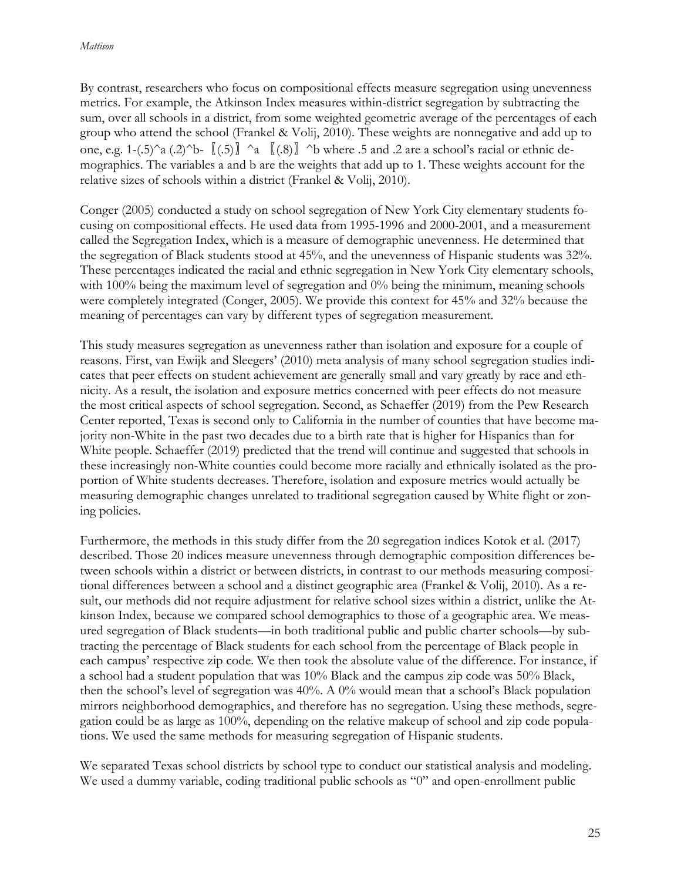By contrast, researchers who focus on compositional effects measure segregation using unevenness metrics. For example, the Atkinson Index measures within-district segregation by subtracting the sum, over all schools in a district, from some weighted geometric average of the percentages of each group who attend the school (Frankel & Volij, 2010). These weights are nonnegative and add up to one, e.g. $1-(.5)^a (.2)^b- [(.5)]^a [(.8)]^b$ where .5 and .2 are a school's racial or ethnic demographics. The variables a and b are the weights that add up to 1. These weights account for the relative sizes of schools within a district (Frankel & Volij, 2010).

Conger (2005) conducted a study on school segregation of New York City elementary students focusing on compositional effects. He used data from 1995-1996 and 2000-2001, and a measurement called the Segregation Index, which is a measure of demographic unevenness. He determined that the segregation of Black students stood at 45%, and the unevenness of Hispanic students was 32%. These percentages indicated the racial and ethnic segregation in New York City elementary schools, with 100% being the maximum level of segregation and 0% being the minimum, meaning schools were completely integrated (Conger, 2005). We provide this context for 45% and 32% because the meaning of percentages can vary by different types of segregation measurement.

This study measures segregation as unevenness rather than isolation and exposure for a couple of reasons. First, van Ewijk and Sleegers' (2010) meta analysis of many school segregation studies indicates that peer effects on student achievement are generally small and vary greatly by race and ethnicity. As a result, the isolation and exposure metrics concerned with peer effects do not measure the most critical aspects of school segregation. Second, as Schaeffer (2019) from the Pew Research Center reported, Texas is second only to California in the number of counties that have become majority non-White in the past two decades due to a birth rate that is higher for Hispanics than for White people. Schaeffer (2019) predicted that the trend will continue and suggested that schools in these increasingly non-White counties could become more racially and ethnically isolated as the proportion of White students decreases. Therefore, isolation and exposure metrics would actually be measuring demographic changes unrelated to traditional segregation caused by White flight or zoning policies.

Furthermore, the methods in this study differ from the 20 segregation indices Kotok et al. (2017) described. Those 20 indices measure unevenness through demographic composition differences between schools within a district or between districts, in contrast to our methods measuring compositional differences between a school and a distinct geographic area (Frankel & Volij, 2010). As a result, our methods did not require adjustment for relative school sizes within a district, unlike the Atkinson Index, because we compared school demographics to those of a geographic area. We measured segregation of Black students—in both traditional public and public charter schools—by subtracting the percentage of Black students for each school from the percentage of Black people in each campus' respective zip code. We then took the absolute value of the difference. For instance, if a school had a student population that was 10% Black and the campus zip code was 50% Black, then the school's level of segregation was 40%. A 0% would mean that a school's Black population mirrors neighborhood demographics, and therefore has no segregation. Using these methods, segregation could be as large as 100%, depending on the relative makeup of school and zip code populations. We used the same methods for measuring segregation of Hispanic students.

We separated Texas school districts by school type to conduct our statistical analysis and modeling. We used a dummy variable, coding traditional public schools as "0" and open-enrollment public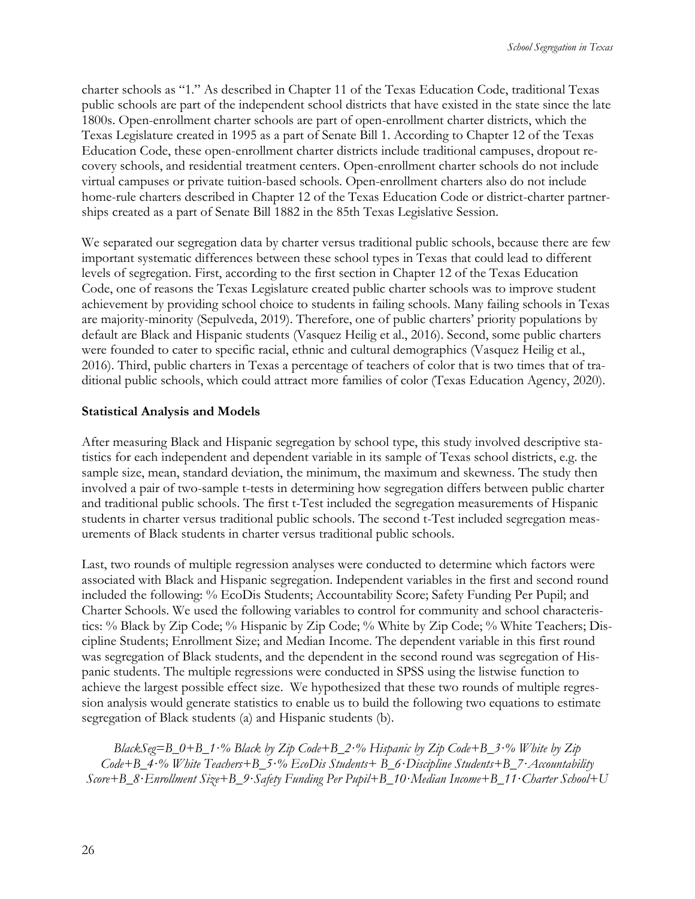charter schools as "1." As described in Chapter 11 of the Texas Education Code, traditional Texas public schools are part of the independent school districts that have existed in the state since the late 1800s. Open-enrollment charter schools are part of open-enrollment charter districts, which the Texas Legislature created in 1995 as a part of Senate Bill 1. According to Chapter 12 of the Texas Education Code, these open-enrollment charter districts include traditional campuses, dropout recovery schools, and residential treatment centers. Open-enrollment charter schools do not include virtual campuses or private tuition-based schools. Open-enrollment charters also do not include home-rule charters described in Chapter 12 of the Texas Education Code or district-charter partnerships created as a part of Senate Bill 1882 in the 85th Texas Legislative Session.

We separated our segregation data by charter versus traditional public schools, because there are few important systematic differences between these school types in Texas that could lead to different levels of segregation. First, according to the first section in Chapter 12 of the Texas Education Code, one of reasons the Texas Legislature created public charter schools was to improve student achievement by providing school choice to students in failing schools. Many failing schools in Texas are majority-minority (Sepulveda, 2019). Therefore, one of public charters' priority populations by default are Black and Hispanic students (Vasquez Heilig et al., 2016). Second, some public charters were founded to cater to specific racial, ethnic and cultural demographics (Vasquez Heilig et al., 2016). Third, public charters in Texas a percentage of teachers of color that is two times that of traditional public schools, which could attract more families of color (Texas Education Agency, 2020).

### Statistical Analysis and Models

After measuring Black and Hispanic segregation by school type, this study involved descriptive statistics for each independent and dependent variable in its sample of Texas school districts, e.g. the sample size, mean, standard deviation, the minimum, the maximum and skewness. The study then involved a pair of two-sample t-tests in determining how segregation differs between public charter and traditional public schools. The first t-Test included the segregation measurements of Hispanic students in charter versus traditional public schools. The second t-Test included segregation measurements of Black students in charter versus traditional public schools.

Last, two rounds of multiple regression analyses were conducted to determine which factors were associated with Black and Hispanic segregation. Independent variables in the first and second round included the following: % EcoDis Students; Accountability Score; Safety Funding Per Pupil; and Charter Schools. We used the following variables to control for community and school characteristics: % Black by Zip Code; % Hispanic by Zip Code; % White by Zip Code; % White Teachers; Discipline Students; Enrollment Size; and Median Income. The dependent variable in this first round was segregation of Black students, and the dependent in the second round was segregation of Hispanic students. The multiple regressions were conducted in SPSS using the listwise function to achieve the largest possible effect size. We hypothesized that these two rounds of multiple regression analysis would generate statistics to enable us to build the following two equations to estimate segregation of Black students (a) and Hispanic students (b).

$$\text{BlackSeg} = B_0 + B_1 \cdot \%\,\text{Black by Zip Code} + B_2 \cdot \%\,\text{Hispanic by Zip Code} + B_3 \cdot \%\,\text{White by Zip Code} + B_4 \cdot \%\,\text{White Teachers} + B_5 \cdot \%\,\text{EcoDis Students} + B_6 \cdot \text{Discipline Students} + B_7 \cdot \text{Accountability Score} + B_8 \cdot \text{Enrollment Size} + B_9 \cdot \text{Safety Funding Per Pupil} + B_{10} \cdot \text{Median Income} + B_{11} \cdot \text{Charter School} + U$$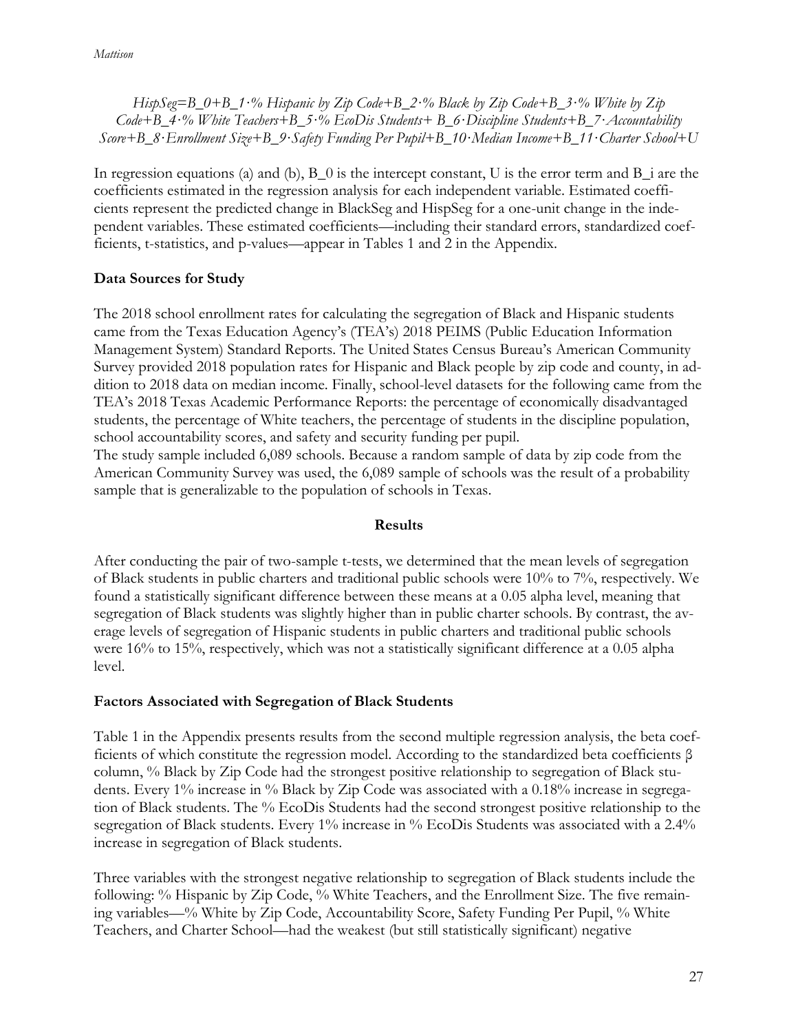$$HispSeg=B\_0+B\_1\cdot\%\ Hispanic\ by\ Zip\ Code+B\_2\cdot\%\ Black\ by\ Zip\ Code+B\_3\cdot\%\ White\ by\ Zip\ Code+B\_4\cdot\%\ White\ Teachers+B\_5\cdot\%\ EcoDis\ Students+B\_6\cdot Discipline\ Students+B\_7\cdot Accountability\ Score+B\_8\cdot Enrollment\ Size+B\_9\cdot Safety\ Funding\ Per\ Pupil+B\_10\cdot Median\ Income+B\_11\cdot Charter\ School+U$$

In regression equations (a) and (b), B_0 is the intercept constant, U is the error term and B_i are the coefficients estimated in the regression analysis for each independent variable. Estimated coefficients represent the predicted change in BlackSeg and HispSeg for a one-unit change in the independent variables. These estimated coefficients—including their standard errors, standardized coefficients, t-statistics, and p-values—appear in Tables 1 and 2 in the Appendix.

### Data Sources for Study

The 2018 school enrollment rates for calculating the segregation of Black and Hispanic students came from the Texas Education Agency's (TEA's) 2018 PEIMS (Public Education Information Management System) Standard Reports. The United States Census Bureau's American Community Survey provided 2018 population rates for Hispanic and Black people by zip code and county, in addition to 2018 data on median income. Finally, school-level datasets for the following came from the TEA's 2018 Texas Academic Performance Reports: the percentage of economically disadvantaged students, the percentage of White teachers, the percentage of students in the discipline population, school accountability scores, and safety and security funding per pupil.

The study sample included 6,089 schools. Because a random sample of data by zip code from the American Community Survey was used, the 6,089 sample of schools was the result of a probability sample that is generalizable to the population of schools in Texas.

## Results

After conducting the pair of two-sample t-tests, we determined that the mean levels of segregation of Black students in public charters and traditional public schools were 10% to 7%, respectively. We found a statistically significant difference between these means at a 0.05 alpha level, meaning that segregation of Black students was slightly higher than in public charter schools. By contrast, the average levels of segregation of Hispanic students in public charters and traditional public schools were 16% to 15%, respectively, which was not a statistically significant difference at a 0.05 alpha level.

### Factors Associated with Segregation of Black Students

Table 1 in the Appendix presents results from the second multiple regression analysis, the beta coefficients of which constitute the regression model. According to the standardized beta coefficients β column, % Black by Zip Code had the strongest positive relationship to segregation of Black students. Every 1% increase in % Black by Zip Code was associated with a 0.18% increase in segregation of Black students. The % EcoDis Students had the second strongest positive relationship to the segregation of Black students. Every 1% increase in % EcoDis Students was associated with a 2.4% increase in segregation of Black students.

Three variables with the strongest negative relationship to segregation of Black students include the following: % Hispanic by Zip Code, % White Teachers, and the Enrollment Size. The five remaining variables—% White by Zip Code, Accountability Score, Safety Funding Per Pupil, % White Teachers, and Charter School—had the weakest (but still statistically significant) negative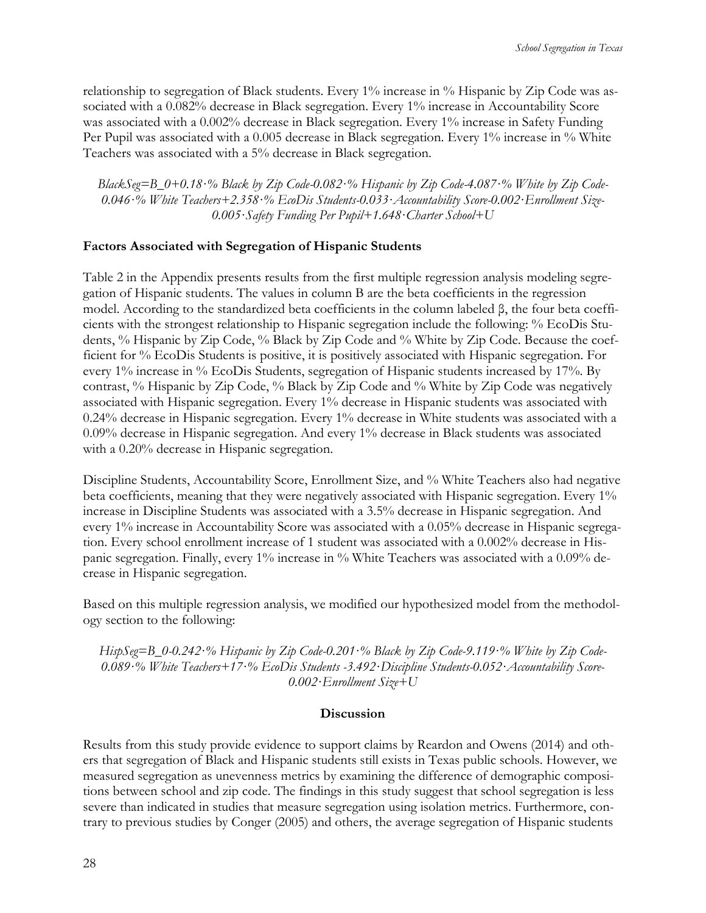relationship to segregation of Black students. Every 1% increase in % Hispanic by Zip Code was associated with a 0.082% decrease in Black segregation. Every 1% increase in Accountability Score was associated with a 0.002% decrease in Black segregation. Every 1% increase in Safety Funding Per Pupil was associated with a 0.005 decrease in Black segregation. Every 1% increase in % White Teachers was associated with a 5% decrease in Black segregation.

*BlackSeg=B_0+0.18·% Black by Zip Code-0.082·% Hispanic by Zip Code-4.087·% White by Zip Code-0.046·% White Teachers+2.358·% EcoDis Students-0.033·Accountability Score-0.002·Enrollment Size-0.005·Safety Funding Per Pupil+1.648·Charter School+U*

### Factors Associated with Segregation of Hispanic Students

Table 2 in the Appendix presents results from the first multiple regression analysis modeling segregation of Hispanic students. The values in column B are the beta coefficients in the regression model. According to the standardized beta coefficients in the column labeled β, the four beta coefficients with the strongest relationship to Hispanic segregation include the following: % EcoDis Students, % Hispanic by Zip Code, % Black by Zip Code and % White by Zip Code. Because the coefficient for % EcoDis Students is positive, it is positively associated with Hispanic segregation. For every 1% increase in % EcoDis Students, segregation of Hispanic students increased by 17%. By contrast, % Hispanic by Zip Code, % Black by Zip Code and % White by Zip Code was negatively associated with Hispanic segregation. Every 1% decrease in Hispanic students was associated with 0.24% decrease in Hispanic segregation. Every 1% decrease in White students was associated with a 0.09% decrease in Hispanic segregation. And every 1% decrease in Black students was associated with a 0.20% decrease in Hispanic segregation.

Discipline Students, Accountability Score, Enrollment Size, and % White Teachers also had negative beta coefficients, meaning that they were negatively associated with Hispanic segregation. Every 1% increase in Discipline Students was associated with a 3.5% decrease in Hispanic segregation. And every 1% increase in Accountability Score was associated with a 0.05% decrease in Hispanic segregation. Every school enrollment increase of 1 student was associated with a 0.002% decrease in Hispanic segregation. Finally, every 1% increase in % White Teachers was associated with a 0.09% decrease in Hispanic segregation.

Based on this multiple regression analysis, we modified our hypothesized model from the methodology section to the following:

*HispSeg=B_0-0.242·% Hispanic by Zip Code-0.201·% Black by Zip Code-9.119·% White by Zip Code-0.089·% White Teachers+17·% EcoDis Students -3.492·Discipline Students-0.052·Accountability Score-0.002·Enrollment Size+U*

## Discussion

Results from this study provide evidence to support claims by Reardon and Owens (2014) and others that segregation of Black and Hispanic students still exists in Texas public schools. However, we measured segregation as unevenness metrics by examining the difference of demographic compositions between school and zip code. The findings in this study suggest that school segregation is less severe than indicated in studies that measure segregation using isolation metrics. Furthermore, contrary to previous studies by Conger (2005) and others, the average segregation of Hispanic students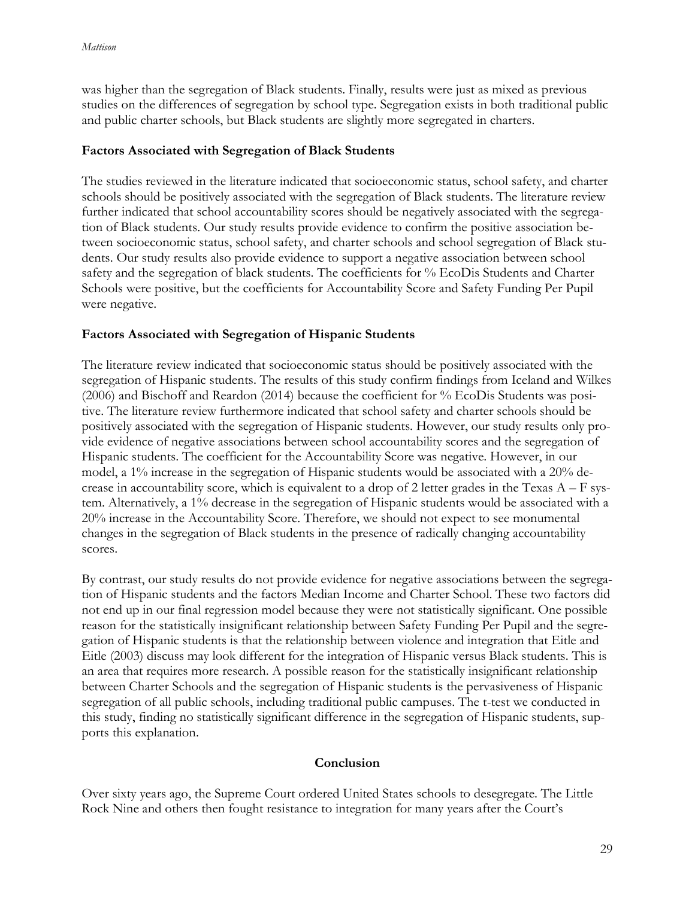was higher than the segregation of Black students. Finally, results were just as mixed as previous studies on the differences of segregation by school type. Segregation exists in both traditional public and public charter schools, but Black students are slightly more segregated in charters.

### Factors Associated with Segregation of Black Students

The studies reviewed in the literature indicated that socioeconomic status, school safety, and charter schools should be positively associated with the segregation of Black students. The literature review further indicated that school accountability scores should be negatively associated with the segregation of Black students. Our study results provide evidence to confirm the positive association between socioeconomic status, school safety, and charter schools and school segregation of Black students. Our study results also provide evidence to support a negative association between school safety and the segregation of black students. The coefficients for % EcoDis Students and Charter Schools were positive, but the coefficients for Accountability Score and Safety Funding Per Pupil were negative.

### Factors Associated with Segregation of Hispanic Students

The literature review indicated that socioeconomic status should be positively associated with the segregation of Hispanic students. The results of this study confirm findings from Iceland and Wilkes (2006) and Bischoff and Reardon (2014) because the coefficient for % EcoDis Students was positive. The literature review furthermore indicated that school safety and charter schools should be positively associated with the segregation of Hispanic students. However, our study results only provide evidence of negative associations between school accountability scores and the segregation of Hispanic students. The coefficient for the Accountability Score was negative. However, in our model, a 1% increase in the segregation of Hispanic students would be associated with a 20% decrease in accountability score, which is equivalent to a drop of 2 letter grades in the Texas A – F system. Alternatively, a 1% decrease in the segregation of Hispanic students would be associated with a 20% increase in the Accountability Score. Therefore, we should not expect to see monumental changes in the segregation of Black students in the presence of radically changing accountability scores.

By contrast, our study results do not provide evidence for negative associations between the segregation of Hispanic students and the factors Median Income and Charter School. These two factors did not end up in our final regression model because they were not statistically significant. One possible reason for the statistically insignificant relationship between Safety Funding Per Pupil and the segregation of Hispanic students is that the relationship between violence and integration that Eitle and Eitle (2003) discuss may look different for the integration of Hispanic versus Black students. This is an area that requires more research. A possible reason for the statistically insignificant relationship between Charter Schools and the segregation of Hispanic students is the pervasiveness of Hispanic segregation of all public schools, including traditional public campuses. The t-test we conducted in this study, finding no statistically significant difference in the segregation of Hispanic students, supports this explanation.

## Conclusion

Over sixty years ago, the Supreme Court ordered United States schools to desegregate. The Little Rock Nine and others then fought resistance to integration for many years after the Court's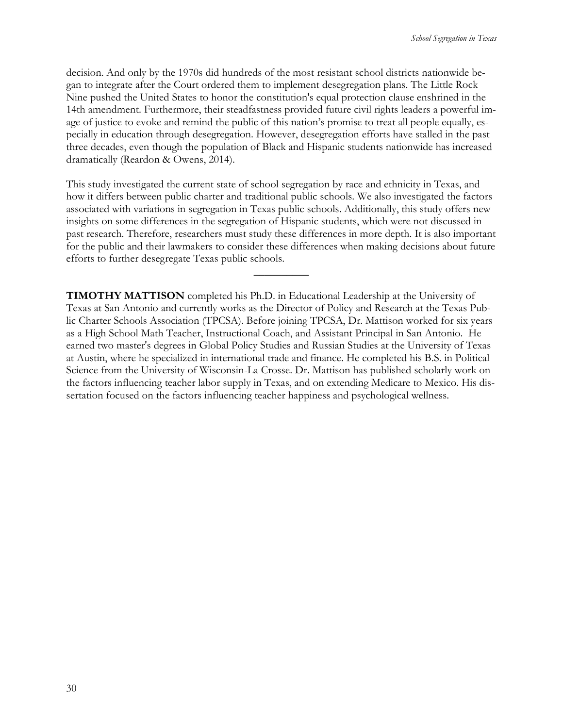decision. And only by the 1970s did hundreds of the most resistant school districts nationwide began to integrate after the Court ordered them to implement desegregation plans. The Little Rock Nine pushed the United States to honor the constitution's equal protection clause enshrined in the 14th amendment. Furthermore, their steadfastness provided future civil rights leaders a powerful image of justice to evoke and remind the public of this nation's promise to treat all people equally, especially in education through desegregation. However, desegregation efforts have stalled in the past three decades, even though the population of Black and Hispanic students nationwide has increased dramatically (Reardon & Owens, 2014).

This study investigated the current state of school segregation by race and ethnicity in Texas, and how it differs between public charter and traditional public schools. We also investigated the factors associated with variations in segregation in Texas public schools. Additionally, this study offers new insights on some differences in the segregation of Hispanic students, which were not discussed in past research. Therefore, researchers must study these differences in more depth. It is also important for the public and their lawmakers to consider these differences when making decisions about future efforts to further desegregate Texas public schools.

---

**TIMOTHY MATTISON** completed his Ph.D. in Educational Leadership at the University of Texas at San Antonio and currently works as the Director of Policy and Research at the Texas Public Charter Schools Association (TPCSA). Before joining TPCSA, Dr. Mattison worked for six years as a High School Math Teacher, Instructional Coach, and Assistant Principal in San Antonio. He earned two master's degrees in Global Policy Studies and Russian Studies at the University of Texas at Austin, where he specialized in international trade and finance. He completed his B.S. in Political Science from the University of Wisconsin-La Crosse. Dr. Mattison has published scholarly work on the factors influencing teacher labor supply in Texas, and on extending Medicare to Mexico. His dissertation focused on the factors influencing teacher happiness and psychological wellness.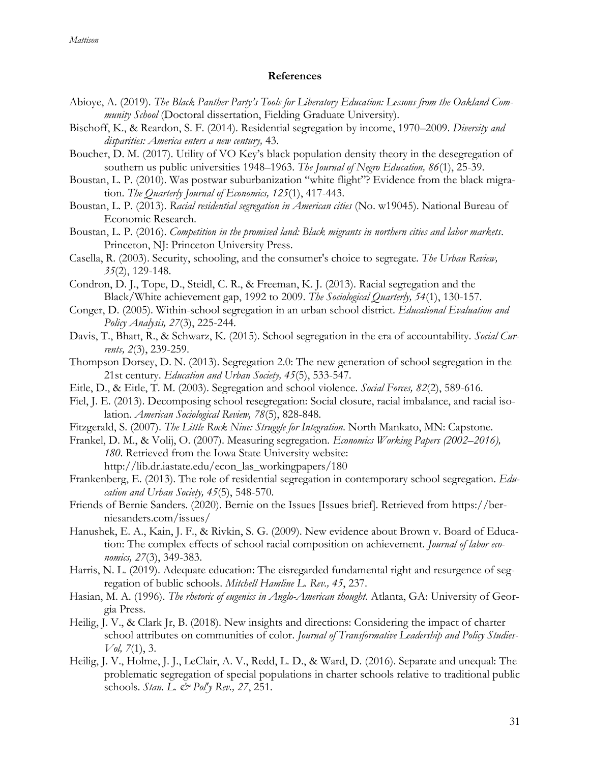## References

Abioye, A. (2019). *The Black Panther Party's Tools for Liberatory Education: Lessons from the Oakland Community School* (Doctoral dissertation, Fielding Graduate University).

Bischoff, K., & Reardon, S. F. (2014). Residential segregation by income, 1970–2009. *Diversity and disparities: America enters a new century,* 43.

Boucher, D. M. (2017). Utility of VO Key's black population density theory in the desegregation of southern us public universities 1948–1963. *The Journal of Negro Education, 86*(1), 25-39.

Boustan, L. P. (2010). Was postwar suburbanization "white flight"? Evidence from the black migration. *The Quarterly Journal of Economics, 125*(1), 417-443.

Boustan, L. P. (2013). *Racial residential segregation in American cities* (No. w19045). National Bureau of Economic Research.

Boustan, L. P. (2016). *Competition in the promised land: Black migrants in northern cities and labor markets*. Princeton, NJ: Princeton University Press.

Casella, R. (2003). Security, schooling, and the consumer's choice to segregate. *The Urban Review, 35*(2), 129-148.

Condron, D. J., Tope, D., Steidl, C. R., & Freeman, K. J. (2013). Racial segregation and the Black/White achievement gap, 1992 to 2009. *The Sociological Quarterly, 54*(1), 130-157.

Conger, D. (2005). Within-school segregation in an urban school district. *Educational Evaluation and Policy Analysis, 27*(3), 225-244.

Davis, T., Bhatt, R., & Schwarz, K. (2015). School segregation in the era of accountability. *Social Currents, 2*(3), 239-259.

Thompson Dorsey, D. N. (2013). Segregation 2.0: The new generation of school segregation in the 21st century. *Education and Urban Society, 45*(5), 533-547.

Eitle, D., & Eitle, T. M. (2003). Segregation and school violence. *Social Forces, 82*(2), 589-616.

Fiel, J. E. (2013). Decomposing school resegregation: Social closure, racial imbalance, and racial isolation. *American Sociological Review, 78*(5), 828-848.

Fitzgerald, S. (2007). *The Little Rock Nine: Struggle for Integration*. North Mankato, MN: Capstone.

Frankel, D. M., & Volij, O. (2007). Measuring segregation. *Economics Working Papers (2002–2016), 180*. Retrieved from the Iowa State University website: http://lib.dr.iastate.edu/econ_las_workingpapers/180

Frankenberg, E. (2013). The role of residential segregation in contemporary school segregation. *Education and Urban Society, 45*(5), 548-570.

Friends of Bernie Sanders. (2020). Bernie on the Issues [Issues brief]. Retrieved from https://berniesanders.com/issues/

Hanushek, E. A., Kain, J. F., & Rivkin, S. G. (2009). New evidence about Brown v. Board of Education: The complex effects of school racial composition on achievement. *Journal of labor economics, 27*(3), 349-383.

Harris, N. L. (2019). Adequate education: The eisregarded fundamental right and resurgence of segregation of bublic schools. *Mitchell Hamline L. Rev., 45*, 237.

Hasian, M. A. (1996). *The rhetoric of eugenics in Anglo-American thought.* Atlanta, GA: University of Georgia Press.

Heilig, J. V., & Clark Jr, B. (2018). New insights and directions: Considering the impact of charter school attributes on communities of color. *Journal of Transformative Leadership and Policy Studies-Vol, 7*(1), 3.

Heilig, J. V., Holme, J. J., LeClair, A. V., Redd, L. D., & Ward, D. (2016). Separate and unequal: The problematic segregation of special populations in charter schools relative to traditional public schools. *Stan. L. & Pol'y Rev., 27*, 251.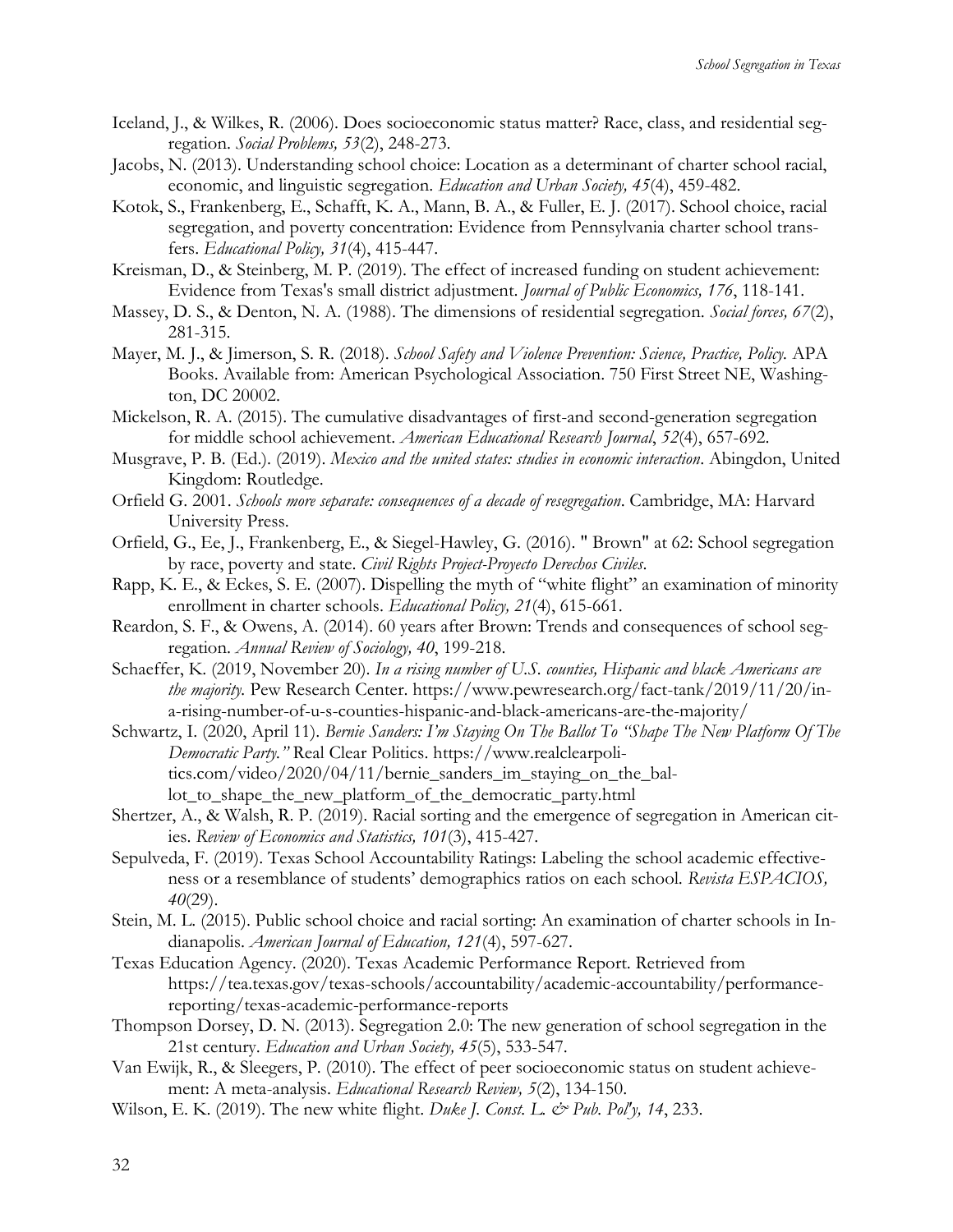Iceland, J., & Wilkes, R. (2006). Does socioeconomic status matter? Race, class, and residential segregation. *Social Problems, 53*(2), 248-273.

Jacobs, N. (2013). Understanding school choice: Location as a determinant of charter school racial, economic, and linguistic segregation. *Education and Urban Society, 45*(4), 459-482.

Kotok, S., Frankenberg, E., Schafft, K. A., Mann, B. A., & Fuller, E. J. (2017). School choice, racial segregation, and poverty concentration: Evidence from Pennsylvania charter school transfers. *Educational Policy, 31*(4), 415-447.

Kreisman, D., & Steinberg, M. P. (2019). The effect of increased funding on student achievement: Evidence from Texas's small district adjustment. *Journal of Public Economics, 176*, 118-141.

Massey, D. S., & Denton, N. A. (1988). The dimensions of residential segregation. *Social forces, 67*(2), 281-315.

Mayer, M. J., & Jimerson, S. R. (2018). *School Safety and Violence Prevention: Science, Practice, Policy.* APA Books. Available from: American Psychological Association. 750 First Street NE, Washington, DC 20002.

Mickelson, R. A. (2015). The cumulative disadvantages of first-and second-generation segregation for middle school achievement. *American Educational Research Journal*, *52*(4), 657-692.

Musgrave, P. B. (Ed.). (2019). *Mexico and the united states: studies in economic interaction*. Abingdon, United Kingdom: Routledge.

Orfield G. 2001. *Schools more separate: consequences of a decade of resegregation*. Cambridge, MA: Harvard University Press.

Orfield, G., Ee, J., Frankenberg, E., & Siegel-Hawley, G. (2016). " Brown" at 62: School segregation by race, poverty and state. *Civil Rights Project-Proyecto Derechos Civiles*.

Rapp, K. E., & Eckes, S. E. (2007). Dispelling the myth of "white flight" an examination of minority enrollment in charter schools. *Educational Policy, 21*(4), 615-661.

Reardon, S. F., & Owens, A. (2014). 60 years after Brown: Trends and consequences of school segregation. *Annual Review of Sociology, 40*, 199-218.

Schaeffer, K. (2019, November 20). *In a rising number of U.S. counties, Hispanic and black Americans are the majority.* Pew Research Center. https://www.pewresearch.org/fact-tank/2019/11/20/in-a-rising-number-of-u-s-counties-hispanic-and-black-americans-are-the-majority/

Schwartz, I. (2020, April 11). *Bernie Sanders: I'm Staying On The Ballot To "Shape The New Platform Of The Democratic Party."* Real Clear Politics. https://www.realclearpolitics.com/video/2020/04/11/bernie_sanders_im_staying_on_the_ballot_to_shape_the_new_platform_of_the_democratic_party.html

Shertzer, A., & Walsh, R. P. (2019). Racial sorting and the emergence of segregation in American cities. *Review of Economics and Statistics, 101*(3), 415-427.

Sepulveda, F. (2019). Texas School Accountability Ratings: Labeling the school academic effectiveness or a resemblance of students' demographics ratios on each school. *Revista ESPACIOS, 40*(29).

Stein, M. L. (2015). Public school choice and racial sorting: An examination of charter schools in Indianapolis. *American Journal of Education, 121*(4), 597-627.

Texas Education Agency. (2020). Texas Academic Performance Report. Retrieved from https://tea.texas.gov/texas-schools/accountability/academic-accountability/performance-reporting/texas-academic-performance-reports

Thompson Dorsey, D. N. (2013). Segregation 2.0: The new generation of school segregation in the 21st century. *Education and Urban Society, 45*(5), 533-547.

Van Ewijk, R., & Sleegers, P. (2010). The effect of peer socioeconomic status on student achievement: A meta-analysis. *Educational Research Review, 5*(2), 134-150.

Wilson, E. K. (2019). The new white flight. *Duke J. Const. L. & Pub. Pol'y, 14*, 233.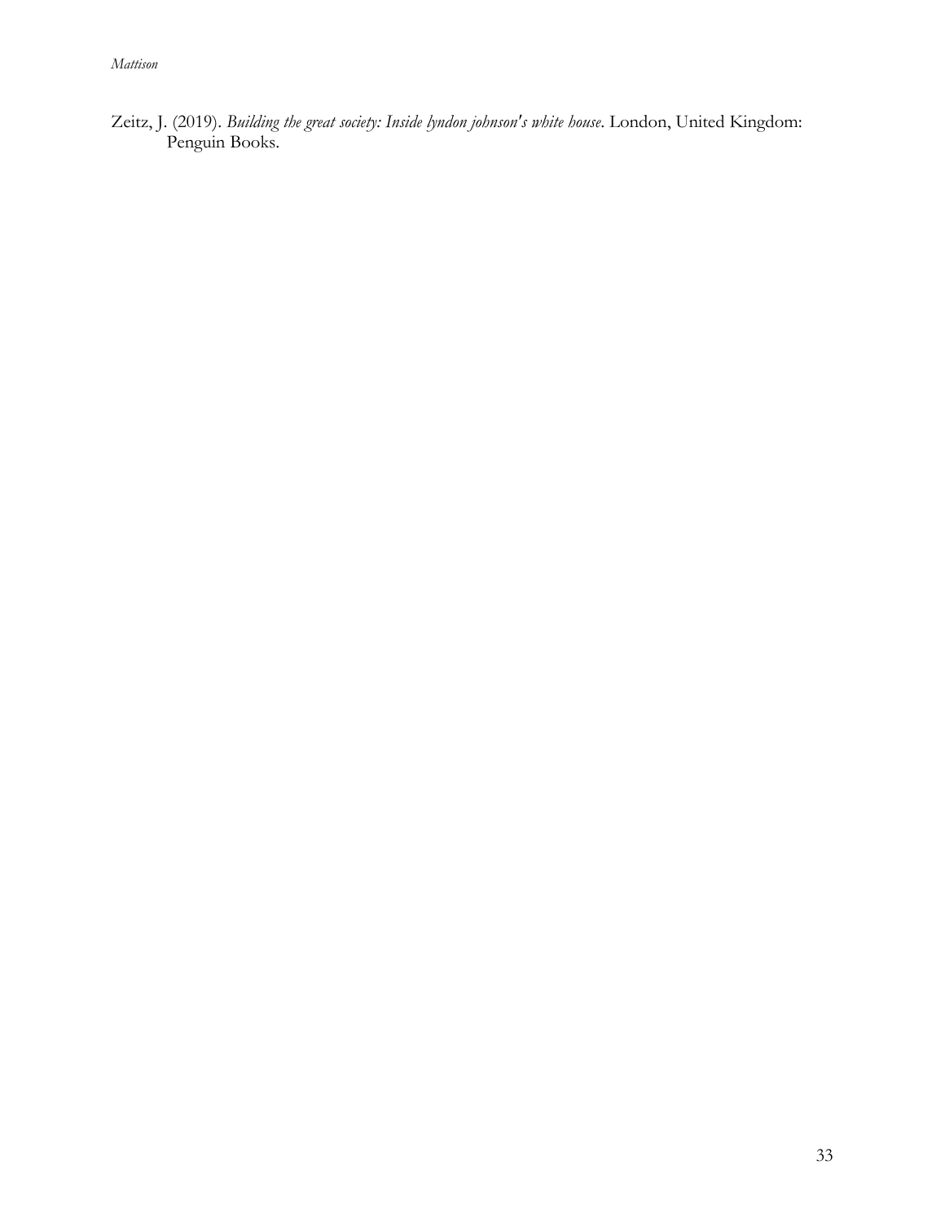Zeitz, J. (2019). *Building the great society: Inside lyndon johnson's white house*. London, United Kingdom: Penguin Books.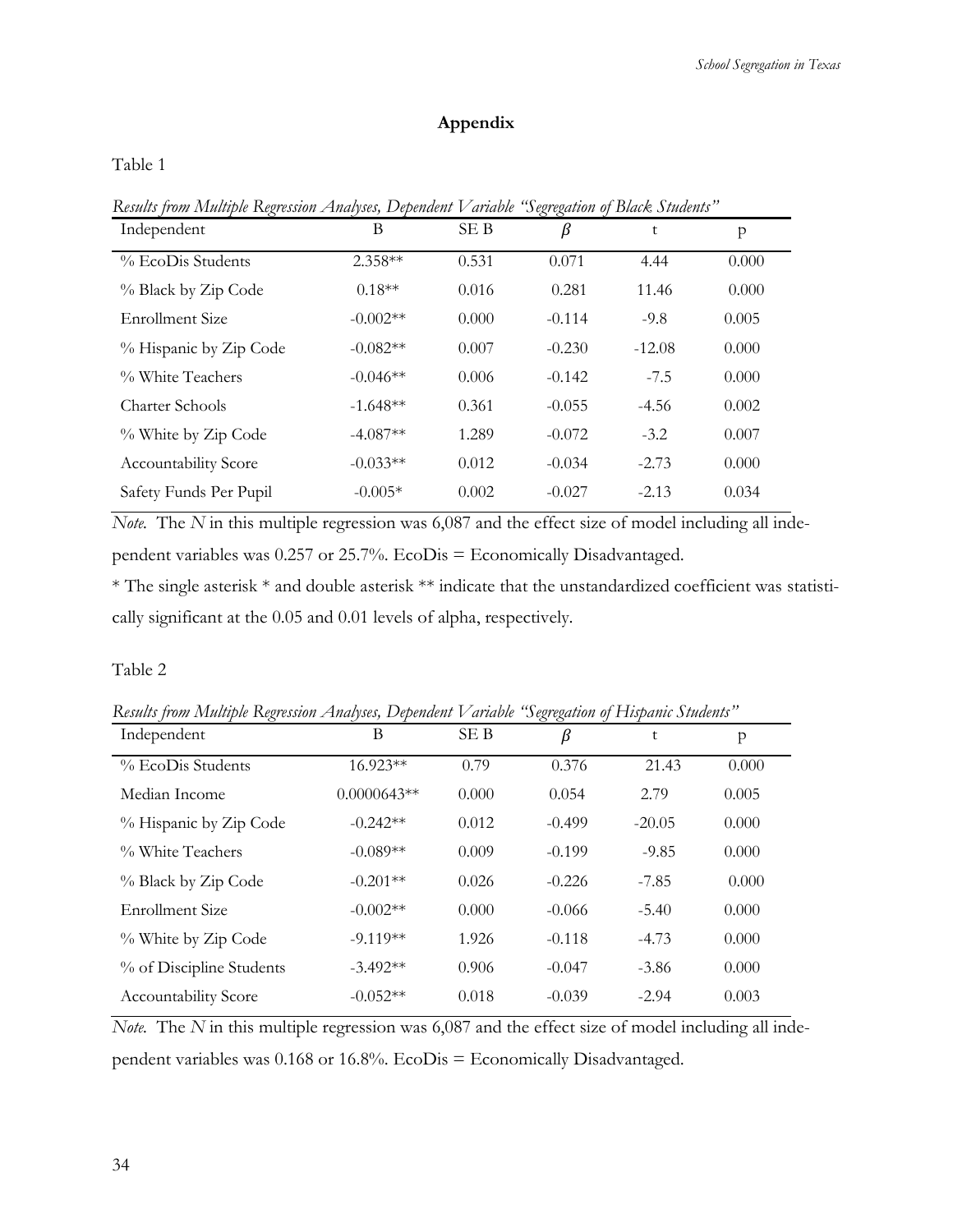## Appendix

Table 1

*Results from Multiple Regression Analyses, Dependent Variable "Segregation of Black Students"*

| Independent | B | SE B | $\beta$ | t | p |
|---|---|---|---|---|---|
| % EcoDis Students | 2.358** | 0.531 | 0.071 | 4.44 | 0.000 |
| % Black by Zip Code | 0.18** | 0.016 | 0.281 | 11.46 | 0.000 |
| Enrollment Size | -0.002** | 0.000 | -0.114 | -9.8 | 0.005 |
| % Hispanic by Zip Code | -0.082** | 0.007 | -0.230 | -12.08 | 0.000 |
| % White Teachers | -0.046** | 0.006 | -0.142 | -7.5 | 0.000 |
| Charter Schools | -1.648** | 0.361 | -0.055 | -4.56 | 0.002 |
| % White by Zip Code | -4.087** | 1.289 | -0.072 | -3.2 | 0.007 |
| Accountability Score | -0.033** | 0.012 | -0.034 | -2.73 | 0.000 |
| Safety Funds Per Pupil | -0.005* | 0.002 | -0.027 | -2.13 | 0.034 |

*Note.* The *N* in this multiple regression was 6,087 and the effect size of model including all independent variables was 0.257 or 25.7%. EcoDis = Economically Disadvantaged.

* The single asterisk * and double asterisk ** indicate that the unstandardized coefficient was statistically significant at the 0.05 and 0.01 levels of alpha, respectively.

Table 2

*Results from Multiple Regression Analyses, Dependent Variable "Segregation of Hispanic Students"*

| Independent | B | SE B | $\beta$ | t | p |
|---|---|---|---|---|---|
| % EcoDis Students | 16.923** | 0.79 | 0.376 | 21.43 | 0.000 |
| Median Income | 0.0000643** | 0.000 | 0.054 | 2.79 | 0.005 |
| % Hispanic by Zip Code | -0.242** | 0.012 | -0.499 | -20.05 | 0.000 |
| % White Teachers | -0.089** | 0.009 | -0.199 | -9.85 | 0.000 |
| % Black by Zip Code | -0.201** | 0.026 | -0.226 | -7.85 | 0.000 |
| Enrollment Size | -0.002** | 0.000 | -0.066 | -5.40 | 0.000 |
| % White by Zip Code | -9.119** | 1.926 | -0.118 | -4.73 | 0.000 |
| % of Discipline Students | -3.492** | 0.906 | -0.047 | -3.86 | 0.000 |
| Accountability Score | -0.052** | 0.018 | -0.039 | -2.94 | 0.003 |

*Note.* The *N* in this multiple regression was 6,087 and the effect size of model including all independent variables was 0.168 or 16.8%. EcoDis = Economically Disadvantaged.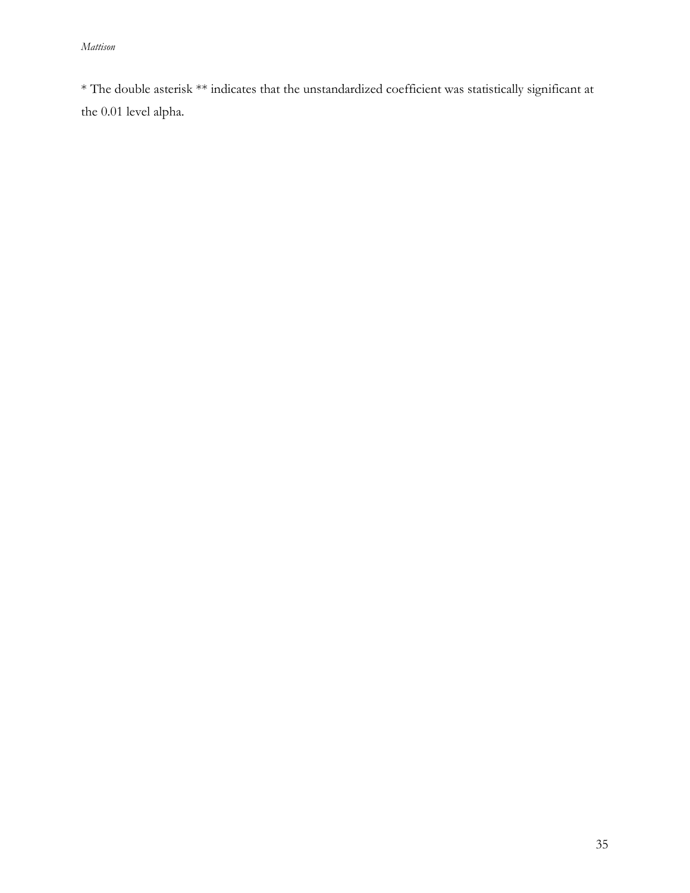* The double asterisk ** indicates that the unstandardized coefficient was statistically significant at the 0.01 level alpha.